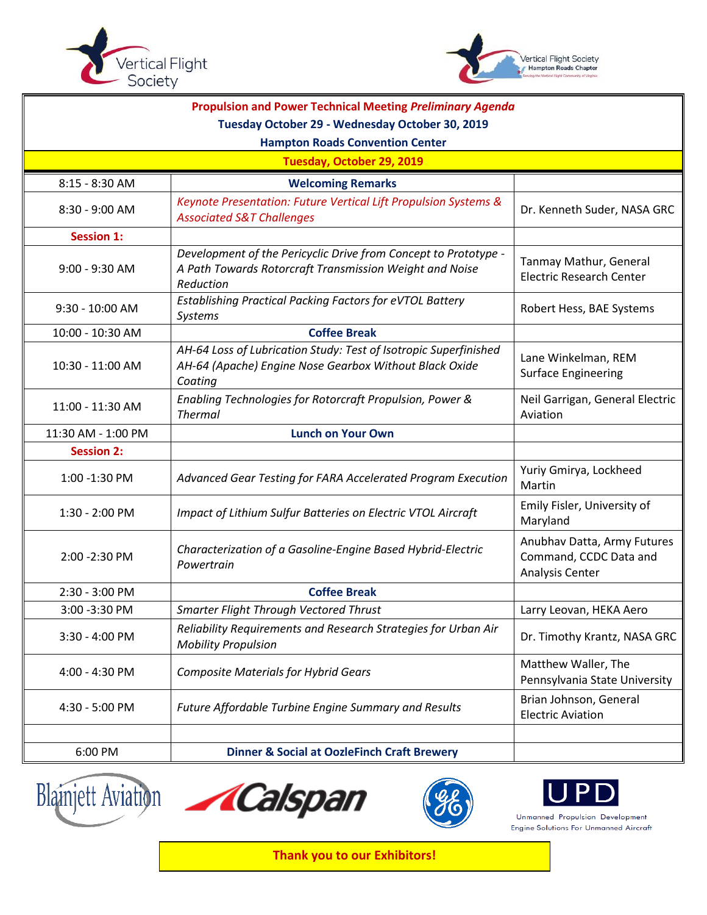# Propulsion and Power Technical Meeting *Preliminary Agenda*

## Tuesday October 29 - Wednesday October 30, 2019

## Hampton Roads Convention Center

### Tuesday, October 29, 2019

| Time | Presentation | Presenter |
|---|---|---|
| 8:15 - 8:30 AM | **Welcoming Remarks** | |
| 8:30 - 9:00 AM | *Keynote Presentation: Future Vertical Lift Propulsion Systems & Associated S&T Challenges* | Dr. Kenneth Suder, NASA GRC |
| **Session 1:** | | |
| 9:00 - 9:30 AM | *Development of the Pericyclic Drive from Concept to Prototype - A Path Towards Rotorcraft Transmission Weight and Noise Reduction* | Tanmay Mathur, General Electric Research Center |
| 9:30 - 10:00 AM | *Establishing Practical Packing Factors for eVTOL Battery Systems* | Robert Hess, BAE Systems |
| 10:00 - 10:30 AM | **Coffee Break** | |
| 10:30 - 11:00 AM | *AH-64 Loss of Lubrication Study: Test of Isotropic Superfinished AH-64 (Apache) Engine Nose Gearbox Without Black Oxide Coating* | Lane Winkelman, REM Surface Engineering |
| 11:00 - 11:30 AM | *Enabling Technologies for Rotorcraft Propulsion, Power & Thermal* | Neil Garrigan, General Electric Aviation |
| 11:30 AM - 1:00 PM | **Lunch on Your Own** | |
| **Session 2:** | | |
| 1:00 -1:30 PM | *Advanced Gear Testing for FARA Accelerated Program Execution* | Yuriy Gmirya, Lockheed Martin |
| 1:30 - 2:00 PM | *Impact of Lithium Sulfur Batteries on Electric VTOL Aircraft* | Emily Fisler, University of Maryland |
| 2:00 -2:30 PM | *Characterization of a Gasoline-Engine Based Hybrid-Electric Powertrain* | Anubhav Datta, Army Futures Command, CCDC Data and Analysis Center |
| 2:30 - 3:00 PM | **Coffee Break** | |
| 3:00 -3:30 PM | *Smarter Flight Through Vectored Thrust* | Larry Leovan, HEKA Aero |
| 3:30 - 4:00 PM | *Reliability Requirements and Research Strategies for Urban Air Mobility Propulsion* | Dr. Timothy Krantz, NASA GRC |
| 4:00 - 4:30 PM | *Composite Materials for Hybrid Gears* | Matthew Waller, The Pennsylvania State University |
| 4:30 - 5:00 PM | *Future Affordable Turbine Engine Summary and Results* | Brian Johnson, General Electric Aviation |
| | | |
| 6:00 PM | **Dinner & Social at OozleFinch Craft Brewery** | |

Blainjett Aviation · Calspan · GE · UPD Unmanned Propulsion Development — Engine Solutions For Unmanned Aircraft

**Thank you to our Exhibitors!**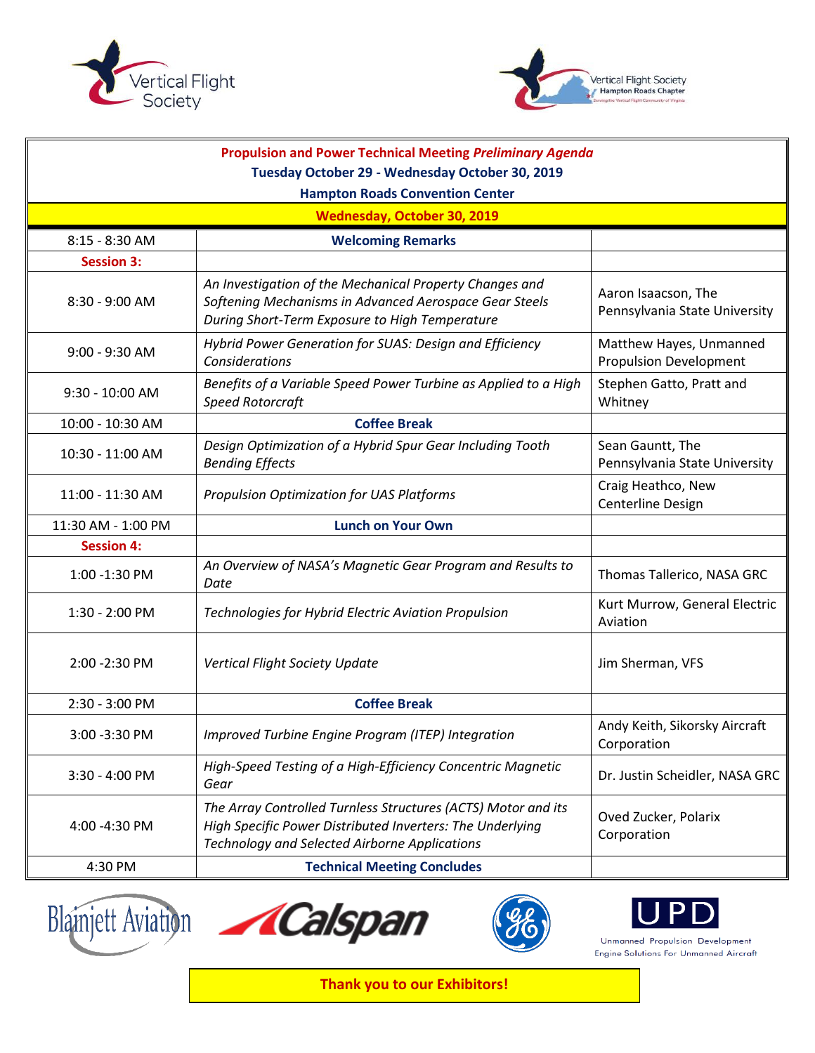Vertical Flight Society

Vertical Flight Society Hampton Roads Chapter

| Propulsion and Power Technical Meeting *Preliminary Agenda*<br>Tuesday October 29 - Wednesday October 30, 2019<br>Hampton Roads Convention Center | | |
|---|---|---|
| **Wednesday, October 30, 2019** | | |
| 8:15 - 8:30 AM | **Welcoming Remarks** | |
| **Session 3:** | | |
| 8:30 - 9:00 AM | *An Investigation of the Mechanical Property Changes and Softening Mechanisms in Advanced Aerospace Gear Steels During Short-Term Exposure to High Temperature* | Aaron Isaacson, The Pennsylvania State University |
| 9:00 - 9:30 AM | *Hybrid Power Generation for SUAS: Design and Efficiency Considerations* | Matthew Hayes, Unmanned Propulsion Development |
| 9:30 - 10:00 AM | *Benefits of a Variable Speed Power Turbine as Applied to a High Speed Rotorcraft* | Stephen Gatto, Pratt and Whitney |
| 10:00 - 10:30 AM | **Coffee Break** | |
| 10:30 - 11:00 AM | *Design Optimization of a Hybrid Spur Gear Including Tooth Bending Effects* | Sean Gauntt, The Pennsylvania State University |
| 11:00 - 11:30 AM | *Propulsion Optimization for UAS Platforms* | Craig Heathco, New Centerline Design |
| 11:30 AM - 1:00 PM | **Lunch on Your Own** | |
| **Session 4:** | | |
| 1:00 -1:30 PM | *An Overview of NASA's Magnetic Gear Program and Results to Date* | Thomas Tallerico, NASA GRC |
| 1:30 - 2:00 PM | *Technologies for Hybrid Electric Aviation Propulsion* | Kurt Murrow, General Electric Aviation |
| 2:00 -2:30 PM | *Vertical Flight Society Update* | Jim Sherman, VFS |
| 2:30 - 3:00 PM | **Coffee Break** | |
| 3:00 -3:30 PM | *Improved Turbine Engine Program (ITEP) Integration* | Andy Keith, Sikorsky Aircraft Corporation |
| 3:30 - 4:00 PM | *High-Speed Testing of a High-Efficiency Concentric Magnetic Gear* | Dr. Justin Scheidler, NASA GRC |
| 4:00 -4:30 PM | *The Array Controlled Turnless Structures (ACTS) Motor and its High Specific Power Distributed Inverters: The Underlying Technology and Selected Airborne Applications* | Oved Zucker, Polarix Corporation |
| 4:30 PM | **Technical Meeting Concludes** | |

Blainjett Aviation

Calspan

UPD
Unmanned Propulsion Development
Engine Solutions For Unmanned Aircraft

**Thank you to our Exhibitors!**